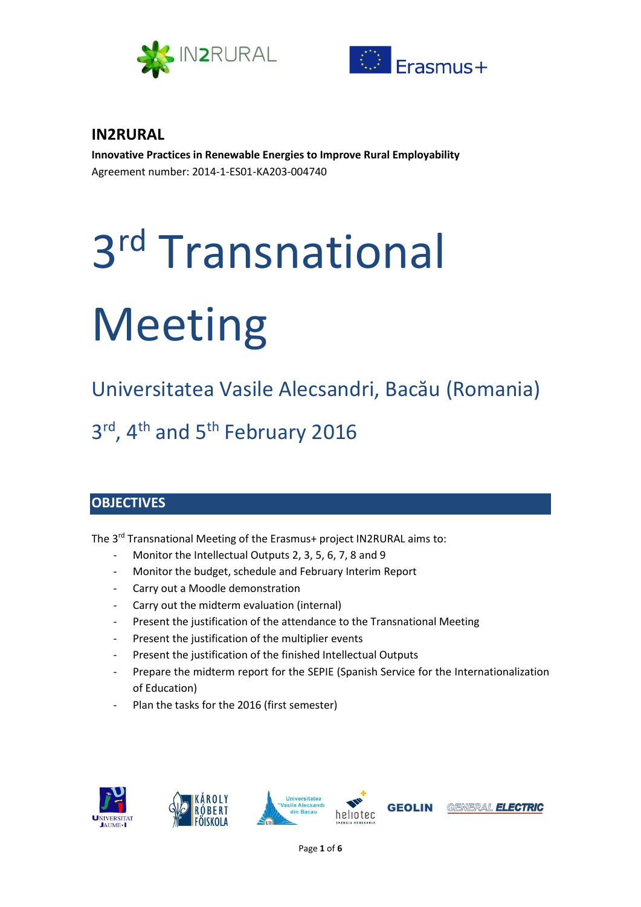**IN2RURAL**

**Innovative Practices in Renewable Energies to Improve Rural Employability**

Agreement number: 2014-1-ES01-KA203-004740

# 3rd Transnational Meeting

## Universitatea Vasile Alecsandri, Bacău (Romania)

## 3rd, 4th and 5th February 2016

## OBJECTIVES

The 3rd Transnational Meeting of the Erasmus+ project IN2RURAL aims to:

- Monitor the Intellectual Outputs 2, 3, 5, 6, 7, 8 and 9
- Monitor the budget, schedule and February Interim Report
- Carry out a Moodle demonstration
- Carry out the midterm evaluation (internal)
- Present the justification of the attendance to the Transnational Meeting
- Present the justification of the multiplier events
- Present the justification of the finished Intellectual Outputs
- Prepare the midterm report for the SEPIE (Spanish Service for the Internationalization of Education)
- Plan the tasks for the 2016 (first semester)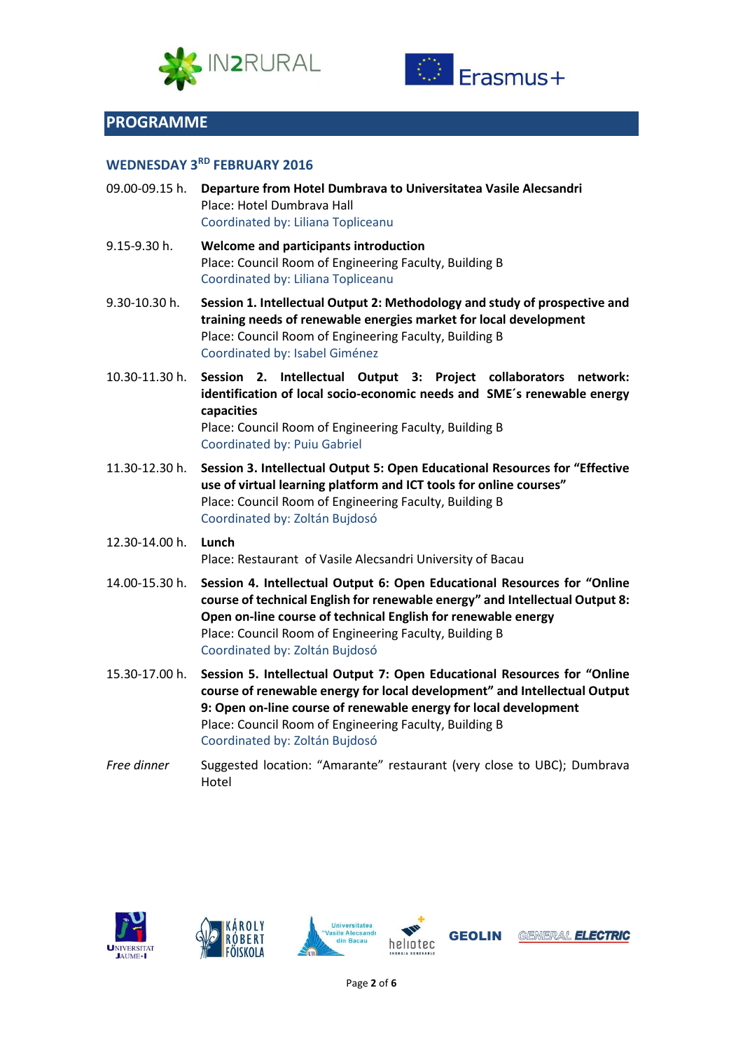## PROGRAMME

### WEDNESDAY 3RD FEBRUARY 2016

09.00-09.15 h. **Departure from Hotel Dumbrava to Universitatea Vasile Alecsandri**
Place: Hotel Dumbrava Hall
Coordinated by: Liliana Topliceanu

9.15-9.30 h. **Welcome and participants introduction**
Place: Council Room of Engineering Faculty, Building B
Coordinated by: Liliana Topliceanu

9.30-10.30 h. **Session 1. Intellectual Output 2: Methodology and study of prospective and training needs of renewable energies market for local development**
Place: Council Room of Engineering Faculty, Building B
Coordinated by: Isabel Giménez

10.30-11.30 h. **Session 2. Intellectual Output 3: Project collaborators network: identification of local socio-economic needs and SME´s renewable energy capacities**
Place: Council Room of Engineering Faculty, Building B
Coordinated by: Puiu Gabriel

11.30-12.30 h. **Session 3. Intellectual Output 5: Open Educational Resources for "Effective use of virtual learning platform and ICT tools for online courses"**
Place: Council Room of Engineering Faculty, Building B
Coordinated by: Zoltán Bujdosó

12.30-14.00 h. **Lunch**
Place: Restaurant of Vasile Alecsandri University of Bacau

14.00-15.30 h. **Session 4. Intellectual Output 6: Open Educational Resources for "Online course of technical English for renewable energy" and Intellectual Output 8: Open on-line course of technical English for renewable energy**
Place: Council Room of Engineering Faculty, Building B
Coordinated by: Zoltán Bujdosó

15.30-17.00 h. **Session 5. Intellectual Output 7: Open Educational Resources for "Online course of renewable energy for local development" and Intellectual Output 9: Open on-line course of renewable energy for local development**
Place: Council Room of Engineering Faculty, Building B
Coordinated by: Zoltán Bujdosó

*Free dinner* Suggested location: "Amarante" restaurant (very close to UBC); Dumbrava Hotel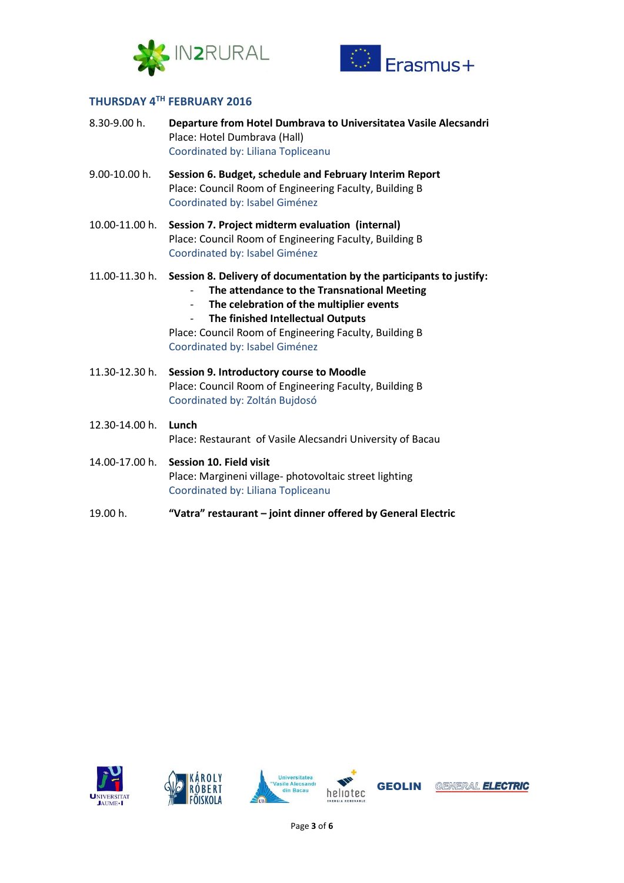### THURSDAY 4TH FEBRUARY 2016

8.30-9.00 h. **Departure from Hotel Dumbrava to Universitatea Vasile Alecsandri**
Place: Hotel Dumbrava (Hall)
Coordinated by: Liliana Topliceanu

9.00-10.00 h. **Session 6. Budget, schedule and February Interim Report**
Place: Council Room of Engineering Faculty, Building B
Coordinated by: Isabel Giménez

10.00-11.00 h. **Session 7. Project midterm evaluation (internal)**
Place: Council Room of Engineering Faculty, Building B
Coordinated by: Isabel Giménez

11.00-11.30 h. **Session 8. Delivery of documentation by the participants to justify:**

- **The attendance to the Transnational Meeting**
- **The celebration of the multiplier events**
- **The finished Intellectual Outputs**

Place: Council Room of Engineering Faculty, Building B
Coordinated by: Isabel Giménez

11.30-12.30 h. **Session 9. Introductory course to Moodle**
Place: Council Room of Engineering Faculty, Building B
Coordinated by: Zoltán Bujdosó

12.30-14.00 h. **Lunch**
Place: Restaurant of Vasile Alecsandri University of Bacau

14.00-17.00 h. **Session 10. Field visit**
Place: Margineni village- photovoltaic street lighting
Coordinated by: Liliana Topliceanu

19.00 h. **"Vatra" restaurant – joint dinner offered by General Electric**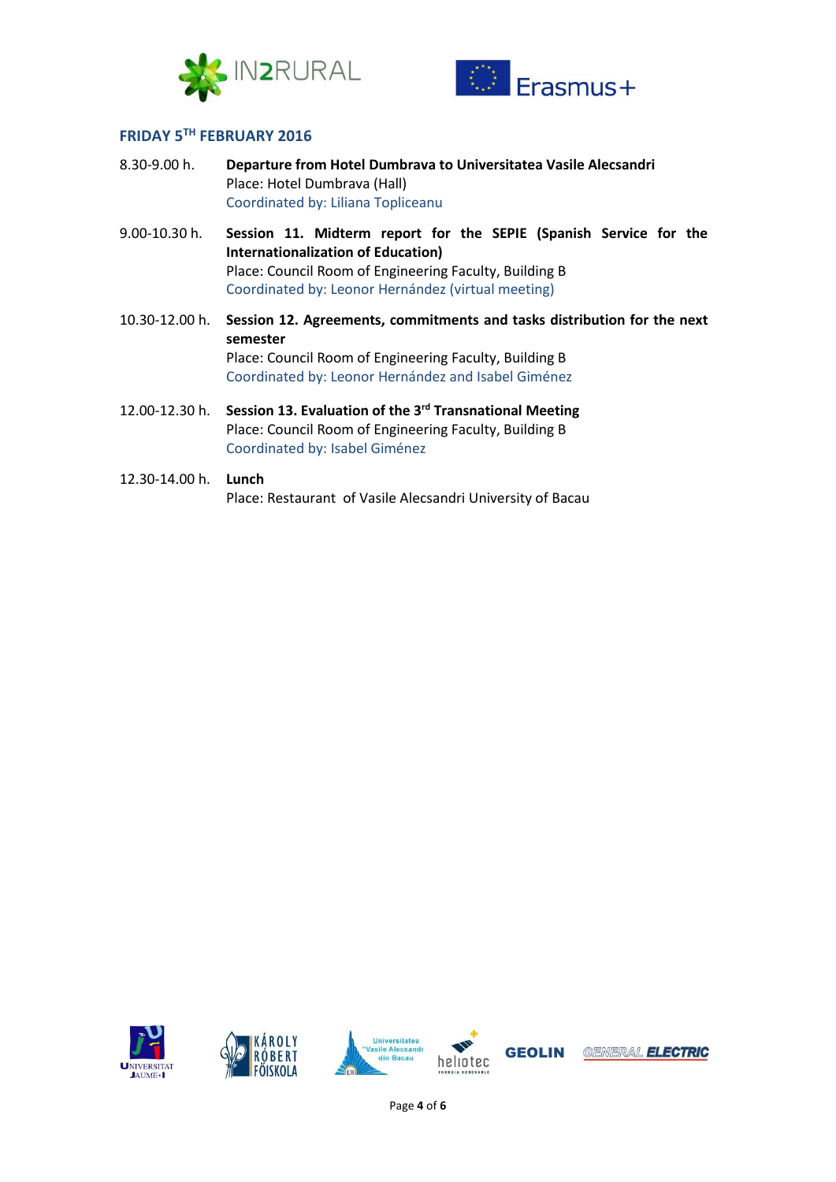## FRIDAY 5TH FEBRUARY 2016

8.30-9.00 h. **Departure from Hotel Dumbrava to Universitatea Vasile Alecsandri**
Place: Hotel Dumbrava (Hall)
Coordinated by: Liliana Topliceanu

9.00-10.30 h. **Session 11. Midterm report for the SEPIE (Spanish Service for the Internationalization of Education)**
Place: Council Room of Engineering Faculty, Building B
Coordinated by: Leonor Hernández (virtual meeting)

10.30-12.00 h. **Session 12. Agreements, commitments and tasks distribution for the next semester**
Place: Council Room of Engineering Faculty, Building B
Coordinated by: Leonor Hernández and Isabel Giménez

12.00-12.30 h. **Session 13. Evaluation of the 3rd Transnational Meeting**
Place: Council Room of Engineering Faculty, Building B
Coordinated by: Isabel Giménez

12.30-14.00 h. **Lunch**
Place: Restaurant of Vasile Alecsandri University of Bacau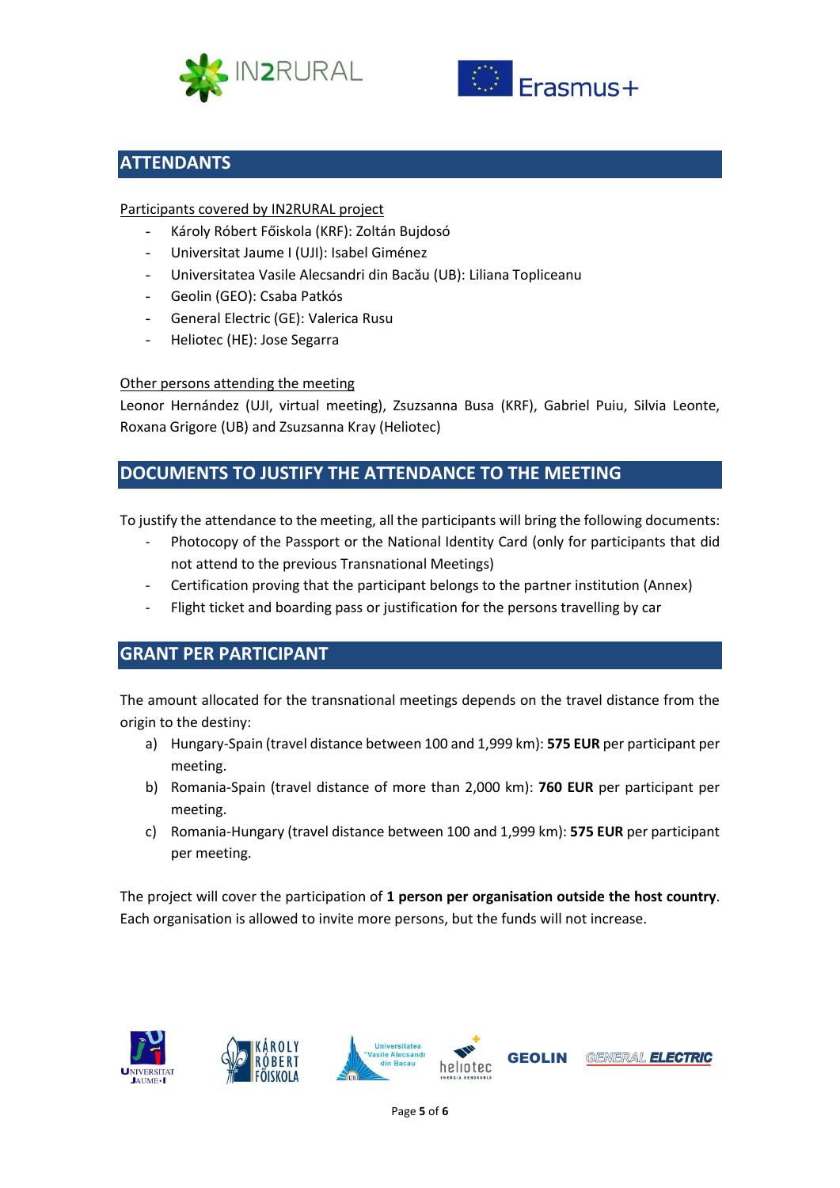## ATTENDANTS

Participants covered by IN2RURAL project

- Károly Róbert Főiskola (KRF): Zoltán Bujdosó
- Universitat Jaume I (UJI): Isabel Giménez
- Universitatea Vasile Alecsandri din Bacău (UB): Liliana Topliceanu
- Geolin (GEO): Csaba Patkós
- General Electric (GE): Valerica Rusu
- Heliotec (HE): Jose Segarra

Other persons attending the meeting

Leonor Hernández (UJI, virtual meeting), Zsuzsanna Busa (KRF), Gabriel Puiu, Silvia Leonte, Roxana Grigore (UB) and Zsuzsanna Kray (Heliotec)

## DOCUMENTS TO JUSTIFY THE ATTENDANCE TO THE MEETING

To justify the attendance to the meeting, all the participants will bring the following documents:

- Photocopy of the Passport or the National Identity Card (only for participants that did not attend to the previous Transnational Meetings)
- Certification proving that the participant belongs to the partner institution (Annex)
- Flight ticket and boarding pass or justification for the persons travelling by car

## GRANT PER PARTICIPANT

The amount allocated for the transnational meetings depends on the travel distance from the origin to the destiny:

a) Hungary-Spain (travel distance between 100 and 1,999 km): **575 EUR** per participant per meeting.
b) Romania-Spain (travel distance of more than 2,000 km): **760 EUR** per participant per meeting.
c) Romania-Hungary (travel distance between 100 and 1,999 km): **575 EUR** per participant per meeting.

The project will cover the participation of **1 person per organisation outside the host country**. Each organisation is allowed to invite more persons, but the funds will not increase.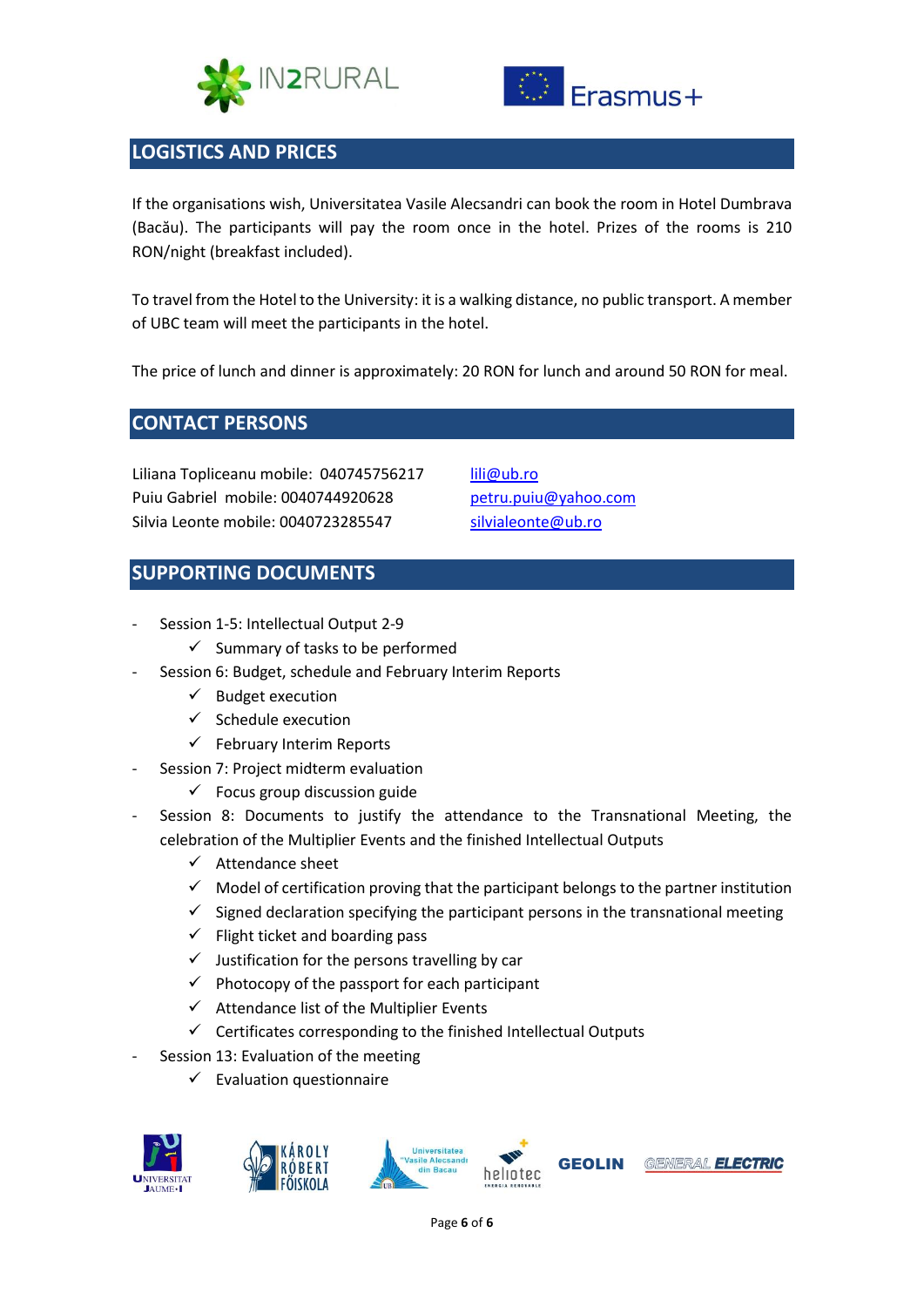## LOGISTICS AND PRICES

If the organisations wish, Universitatea Vasile Alecsandri can book the room in Hotel Dumbrava (Bacău). The participants will pay the room once in the hotel. Prizes of the rooms is 210 RON/night (breakfast included).

To travel from the Hotel to the University: it is a walking distance, no public transport. A member of UBC team will meet the participants in the hotel.

The price of lunch and dinner is approximately: 20 RON for lunch and around 50 RON for meal.

## CONTACT PERSONS

Liliana Topliceanu mobile: 040745756217 lili@ub.ro
Puiu Gabriel mobile: 0040744920628 petru.puiu@yahoo.com
Silvia Leonte mobile: 0040723285547 silvialeonte@ub.ro

## SUPPORTING DOCUMENTS

- Session 1-5: Intellectual Output 2-9
  - ✓ Summary of tasks to be performed
- Session 6: Budget, schedule and February Interim Reports
  - ✓ Budget execution
  - ✓ Schedule execution
  - ✓ February Interim Reports
- Session 7: Project midterm evaluation
  - ✓ Focus group discussion guide
- Session 8: Documents to justify the attendance to the Transnational Meeting, the celebration of the Multiplier Events and the finished Intellectual Outputs
  - ✓ Attendance sheet
  - ✓ Model of certification proving that the participant belongs to the partner institution
  - ✓ Signed declaration specifying the participant persons in the transnational meeting
  - ✓ Flight ticket and boarding pass
  - ✓ Justification for the persons travelling by car
  - ✓ Photocopy of the passport for each participant
  - ✓ Attendance list of the Multiplier Events
  - ✓ Certificates corresponding to the finished Intellectual Outputs
- Session 13: Evaluation of the meeting
  - ✓ Evaluation questionnaire